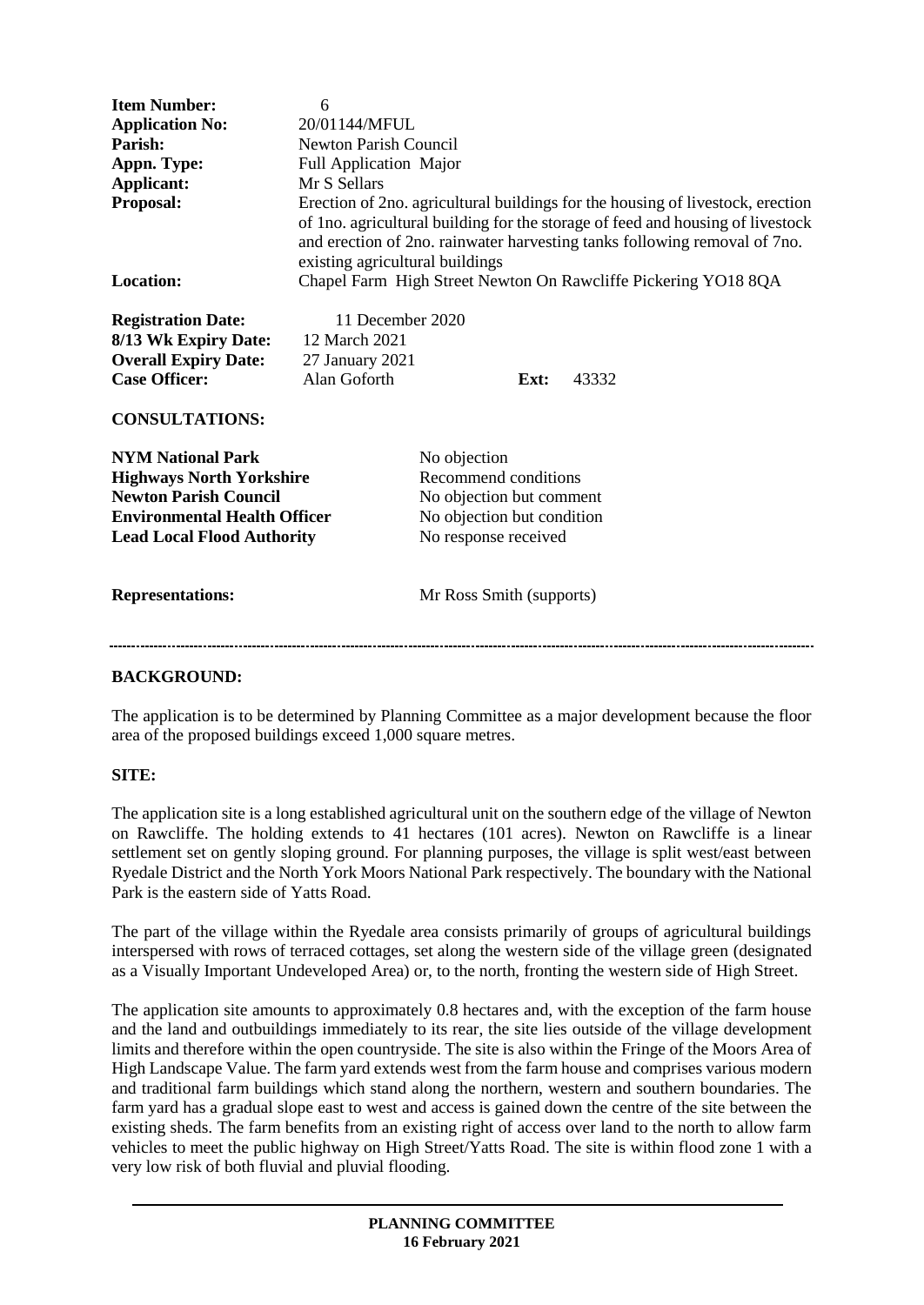| | |
|---|---|
| **Item Number:** | 6 |
| **Application No:** | 20/01144/MFUL |
| **Parish:** | Newton Parish Council |
| **Appn. Type:** | Full Application Major |
| **Applicant:** | Mr S Sellars |
| **Proposal:** | Erection of 2no. agricultural buildings for the housing of livestock, erection of 1no. agricultural building for the storage of feed and housing of livestock and erection of 2no. rainwater harvesting tanks following removal of 7no. existing agricultural buildings |
| **Location:** | Chapel Farm High Street Newton On Rawcliffe Pickering YO18 8QA |

| | | | |
|---|---|---|---|
| **Registration Date:** | 11 December 2020 | | |
| **8/13 Wk Expiry Date:** | 12 March 2021 | | |
| **Overall Expiry Date:** | 27 January 2021 | | |
| **Case Officer:** | Alan Goforth | **Ext:** | 43332 |

**CONSULTATIONS:**

| | |
|---|---|
| **NYM National Park** | No objection |
| **Highways North Yorkshire** | Recommend conditions |
| **Newton Parish Council** | No objection but comment |
| **Environmental Health Officer** | No objection but condition |
| **Lead Local Flood Authority** | No response received |

**Representations:** Mr Ross Smith (supports)

---

**BACKGROUND:**

The application is to be determined by Planning Committee as a major development because the floor area of the proposed buildings exceed 1,000 square metres.

**SITE:**

The application site is a long established agricultural unit on the southern edge of the village of Newton on Rawcliffe. The holding extends to 41 hectares (101 acres). Newton on Rawcliffe is a linear settlement set on gently sloping ground. For planning purposes, the village is split west/east between Ryedale District and the North York Moors National Park respectively. The boundary with the National Park is the eastern side of Yatts Road.

The part of the village within the Ryedale area consists primarily of groups of agricultural buildings interspersed with rows of terraced cottages, set along the western side of the village green (designated as a Visually Important Undeveloped Area) or, to the north, fronting the western side of High Street.

The application site amounts to approximately 0.8 hectares and, with the exception of the farm house and the land and outbuildings immediately to its rear, the site lies outside of the village development limits and therefore within the open countryside. The site is also within the Fringe of the Moors Area of High Landscape Value. The farm yard extends west from the farm house and comprises various modern and traditional farm buildings which stand along the northern, western and southern boundaries. The farm yard has a gradual slope east to west and access is gained down the centre of the site between the existing sheds. The farm benefits from an existing right of access over land to the north to allow farm vehicles to meet the public highway on High Street/Yatts Road. The site is within flood zone 1 with a very low risk of both fluvial and pluvial flooding.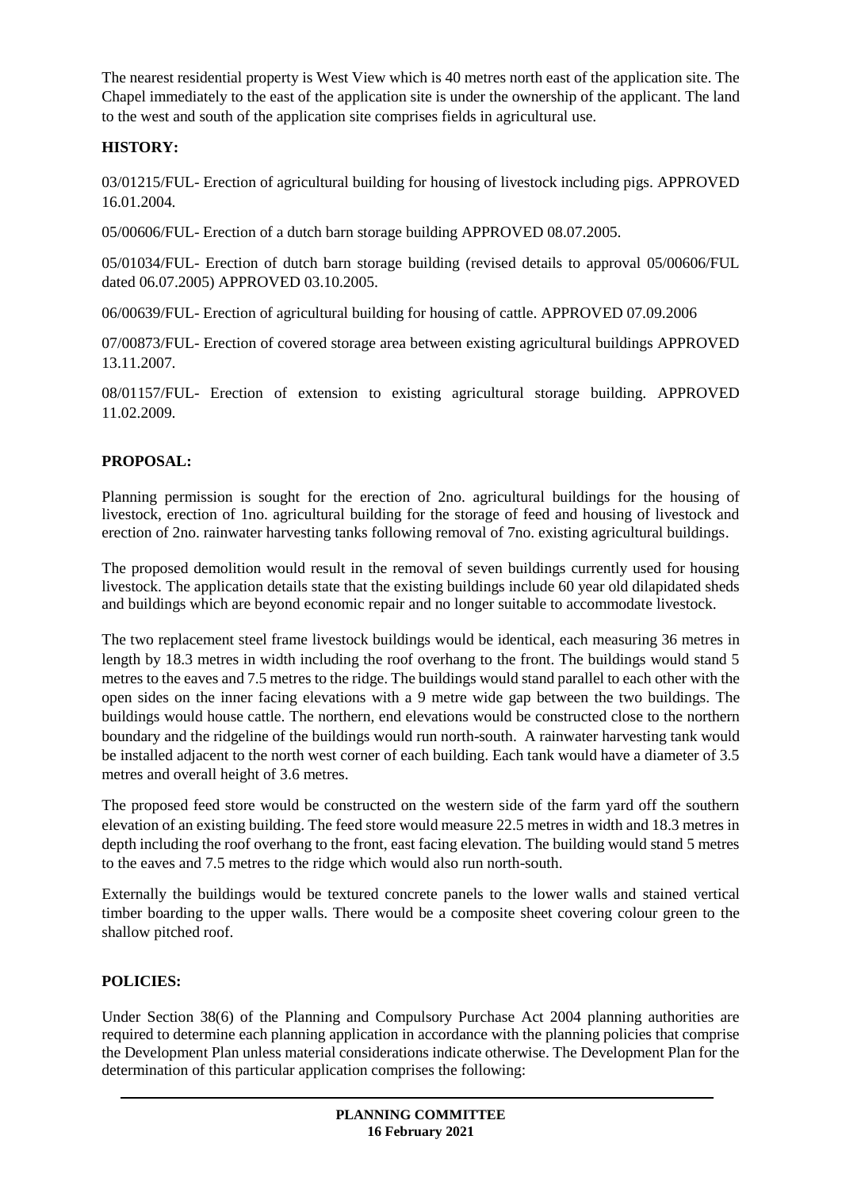The nearest residential property is West View which is 40 metres north east of the application site. The Chapel immediately to the east of the application site is under the ownership of the applicant. The land to the west and south of the application site comprises fields in agricultural use.

## HISTORY:

03/01215/FUL- Erection of agricultural building for housing of livestock including pigs. APPROVED 16.01.2004.

05/00606/FUL- Erection of a dutch barn storage building APPROVED 08.07.2005.

05/01034/FUL- Erection of dutch barn storage building (revised details to approval 05/00606/FUL dated 06.07.2005) APPROVED 03.10.2005.

06/00639/FUL- Erection of agricultural building for housing of cattle. APPROVED 07.09.2006

07/00873/FUL- Erection of covered storage area between existing agricultural buildings APPROVED 13.11.2007.

08/01157/FUL- Erection of extension to existing agricultural storage building. APPROVED 11.02.2009.

## PROPOSAL:

Planning permission is sought for the erection of 2no. agricultural buildings for the housing of livestock, erection of 1no. agricultural building for the storage of feed and housing of livestock and erection of 2no. rainwater harvesting tanks following removal of 7no. existing agricultural buildings.

The proposed demolition would result in the removal of seven buildings currently used for housing livestock. The application details state that the existing buildings include 60 year old dilapidated sheds and buildings which are beyond economic repair and no longer suitable to accommodate livestock.

The two replacement steel frame livestock buildings would be identical, each measuring 36 metres in length by 18.3 metres in width including the roof overhang to the front. The buildings would stand 5 metres to the eaves and 7.5 metres to the ridge. The buildings would stand parallel to each other with the open sides on the inner facing elevations with a 9 metre wide gap between the two buildings. The buildings would house cattle. The northern, end elevations would be constructed close to the northern boundary and the ridgeline of the buildings would run north-south. A rainwater harvesting tank would be installed adjacent to the north west corner of each building. Each tank would have a diameter of 3.5 metres and overall height of 3.6 metres.

The proposed feed store would be constructed on the western side of the farm yard off the southern elevation of an existing building. The feed store would measure 22.5 metres in width and 18.3 metres in depth including the roof overhang to the front, east facing elevation. The building would stand 5 metres to the eaves and 7.5 metres to the ridge which would also run north-south.

Externally the buildings would be textured concrete panels to the lower walls and stained vertical timber boarding to the upper walls. There would be a composite sheet covering colour green to the shallow pitched roof.

## POLICIES:

Under Section 38(6) of the Planning and Compulsory Purchase Act 2004 planning authorities are required to determine each planning application in accordance with the planning policies that comprise the Development Plan unless material considerations indicate otherwise. The Development Plan for the determination of this particular application comprises the following: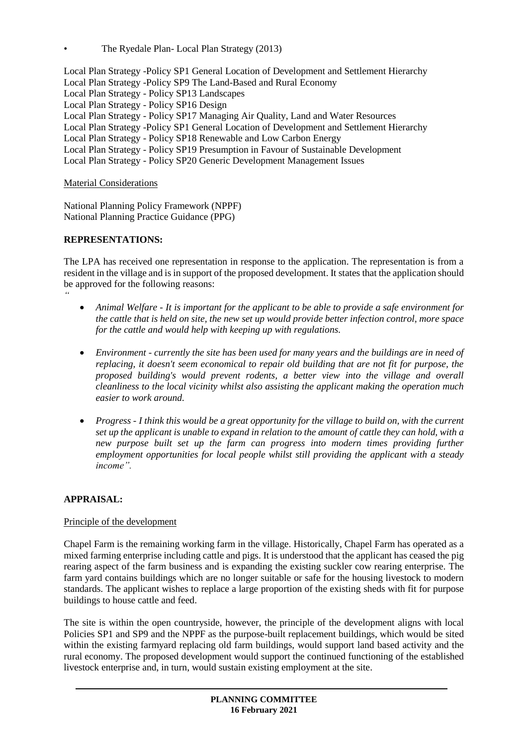- The Ryedale Plan- Local Plan Strategy (2013)

Local Plan Strategy -Policy SP1 General Location of Development and Settlement Hierarchy
Local Plan Strategy -Policy SP9 The Land-Based and Rural Economy
Local Plan Strategy - Policy SP13 Landscapes
Local Plan Strategy - Policy SP16 Design
Local Plan Strategy - Policy SP17 Managing Air Quality, Land and Water Resources
Local Plan Strategy -Policy SP1 General Location of Development and Settlement Hierarchy
Local Plan Strategy - Policy SP18 Renewable and Low Carbon Energy
Local Plan Strategy - Policy SP19 Presumption in Favour of Sustainable Development
Local Plan Strategy - Policy SP20 Generic Development Management Issues

Material Considerations

National Planning Policy Framework (NPPF)
National Planning Practice Guidance (PPG)

**REPRESENTATIONS:**

The LPA has received one representation in response to the application. The representation is from a resident in the village and is in support of the proposed development. It states that the application should be approved for the following reasons:
*"*

- *Animal Welfare - It is important for the applicant to be able to provide a safe environment for the cattle that is held on site, the new set up would provide better infection control, more space for the cattle and would help with keeping up with regulations.*

- *Environment - currently the site has been used for many years and the buildings are in need of replacing, it doesn't seem economical to repair old building that are not fit for purpose, the proposed building's would prevent rodents, a better view into the village and overall cleanliness to the local vicinity whilst also assisting the applicant making the operation much easier to work around.*

- *Progress - I think this would be a great opportunity for the village to build on, with the current set up the applicant is unable to expand in relation to the amount of cattle they can hold, with a new purpose built set up the farm can progress into modern times providing further employment opportunities for local people whilst still providing the applicant with a steady income".*

**APPRAISAL:**

Principle of the development

Chapel Farm is the remaining working farm in the village. Historically, Chapel Farm has operated as a mixed farming enterprise including cattle and pigs. It is understood that the applicant has ceased the pig rearing aspect of the farm business and is expanding the existing suckler cow rearing enterprise. The farm yard contains buildings which are no longer suitable or safe for the housing livestock to modern standards. The applicant wishes to replace a large proportion of the existing sheds with fit for purpose buildings to house cattle and feed.

The site is within the open countryside, however, the principle of the development aligns with local Policies SP1 and SP9 and the NPPF as the purpose-built replacement buildings, which would be sited within the existing farmyard replacing old farm buildings, would support land based activity and the rural economy. The proposed development would support the continued functioning of the established livestock enterprise and, in turn, would sustain existing employment at the site.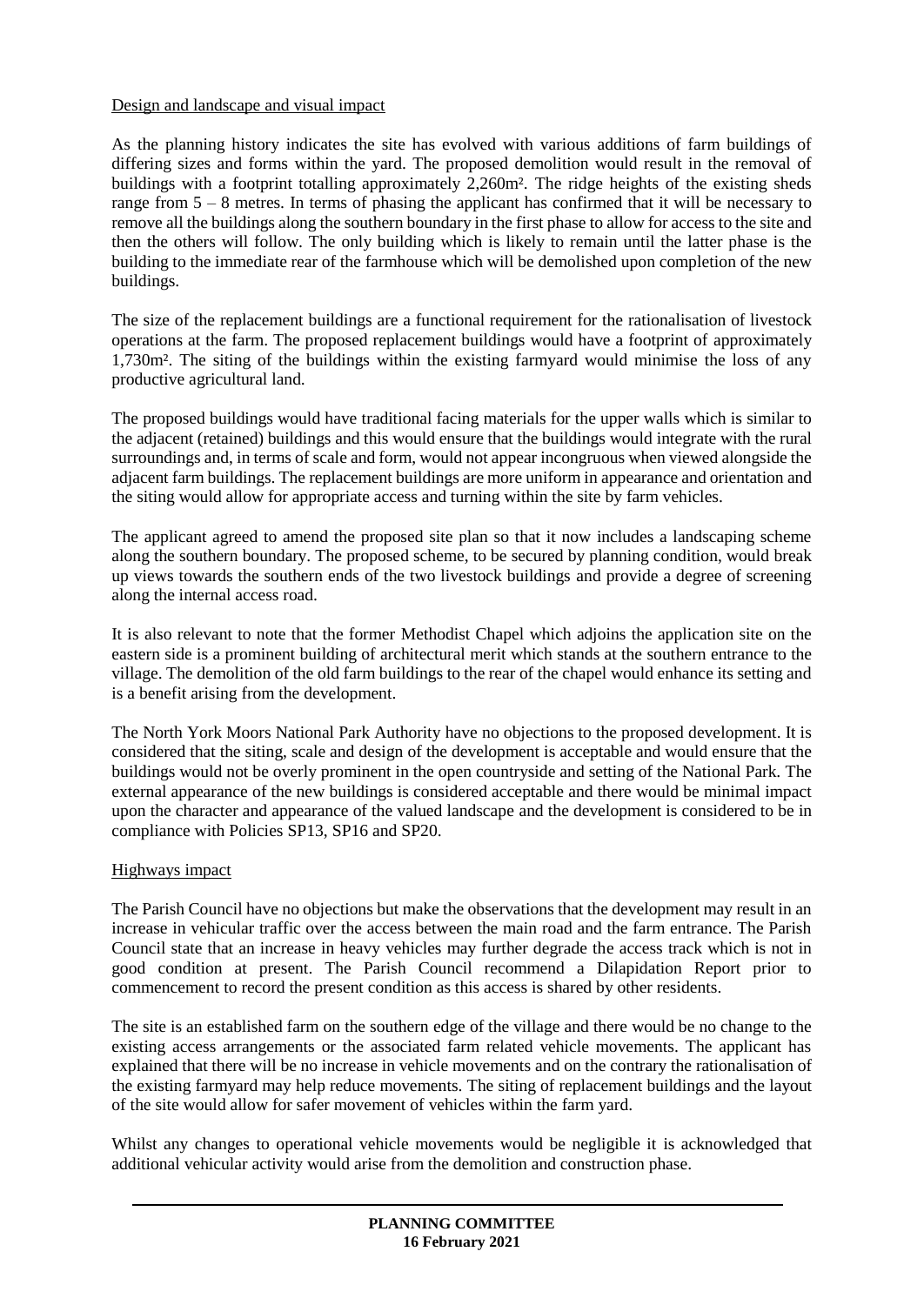Design and landscape and visual impact

As the planning history indicates the site has evolved with various additions of farm buildings of differing sizes and forms within the yard. The proposed demolition would result in the removal of buildings with a footprint totalling approximately 2,260m². The ridge heights of the existing sheds range from 5 – 8 metres. In terms of phasing the applicant has confirmed that it will be necessary to remove all the buildings along the southern boundary in the first phase to allow for access to the site and then the others will follow. The only building which is likely to remain until the latter phase is the building to the immediate rear of the farmhouse which will be demolished upon completion of the new buildings.

The size of the replacement buildings are a functional requirement for the rationalisation of livestock operations at the farm. The proposed replacement buildings would have a footprint of approximately 1,730m². The siting of the buildings within the existing farmyard would minimise the loss of any productive agricultural land.

The proposed buildings would have traditional facing materials for the upper walls which is similar to the adjacent (retained) buildings and this would ensure that the buildings would integrate with the rural surroundings and, in terms of scale and form, would not appear incongruous when viewed alongside the adjacent farm buildings. The replacement buildings are more uniform in appearance and orientation and the siting would allow for appropriate access and turning within the site by farm vehicles.

The applicant agreed to amend the proposed site plan so that it now includes a landscaping scheme along the southern boundary. The proposed scheme, to be secured by planning condition, would break up views towards the southern ends of the two livestock buildings and provide a degree of screening along the internal access road.

It is also relevant to note that the former Methodist Chapel which adjoins the application site on the eastern side is a prominent building of architectural merit which stands at the southern entrance to the village. The demolition of the old farm buildings to the rear of the chapel would enhance its setting and is a benefit arising from the development.

The North York Moors National Park Authority have no objections to the proposed development. It is considered that the siting, scale and design of the development is acceptable and would ensure that the buildings would not be overly prominent in the open countryside and setting of the National Park. The external appearance of the new buildings is considered acceptable and there would be minimal impact upon the character and appearance of the valued landscape and the development is considered to be in compliance with Policies SP13, SP16 and SP20.

Highways impact

The Parish Council have no objections but make the observations that the development may result in an increase in vehicular traffic over the access between the main road and the farm entrance. The Parish Council state that an increase in heavy vehicles may further degrade the access track which is not in good condition at present. The Parish Council recommend a Dilapidation Report prior to commencement to record the present condition as this access is shared by other residents.

The site is an established farm on the southern edge of the village and there would be no change to the existing access arrangements or the associated farm related vehicle movements. The applicant has explained that there will be no increase in vehicle movements and on the contrary the rationalisation of the existing farmyard may help reduce movements. The siting of replacement buildings and the layout of the site would allow for safer movement of vehicles within the farm yard.

Whilst any changes to operational vehicle movements would be negligible it is acknowledged that additional vehicular activity would arise from the demolition and construction phase.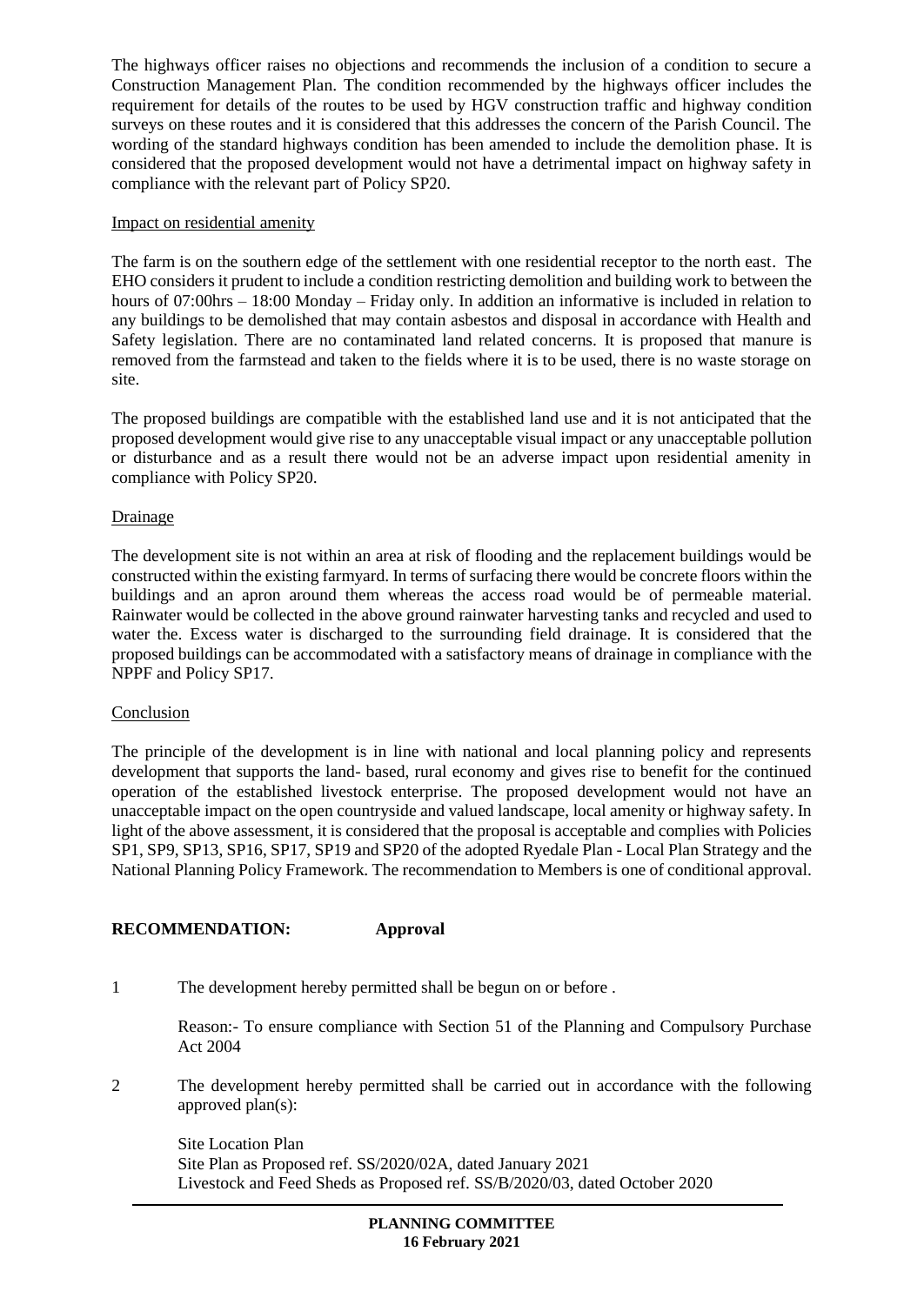The highways officer raises no objections and recommends the inclusion of a condition to secure a Construction Management Plan. The condition recommended by the highways officer includes the requirement for details of the routes to be used by HGV construction traffic and highway condition surveys on these routes and it is considered that this addresses the concern of the Parish Council. The wording of the standard highways condition has been amended to include the demolition phase. It is considered that the proposed development would not have a detrimental impact on highway safety in compliance with the relevant part of Policy SP20.

Impact on residential amenity

The farm is on the southern edge of the settlement with one residential receptor to the north east. The EHO considers it prudent to include a condition restricting demolition and building work to between the hours of 07:00hrs – 18:00 Monday – Friday only. In addition an informative is included in relation to any buildings to be demolished that may contain asbestos and disposal in accordance with Health and Safety legislation. There are no contaminated land related concerns. It is proposed that manure is removed from the farmstead and taken to the fields where it is to be used, there is no waste storage on site.

The proposed buildings are compatible with the established land use and it is not anticipated that the proposed development would give rise to any unacceptable visual impact or any unacceptable pollution or disturbance and as a result there would not be an adverse impact upon residential amenity in compliance with Policy SP20.

Drainage

The development site is not within an area at risk of flooding and the replacement buildings would be constructed within the existing farmyard. In terms of surfacing there would be concrete floors within the buildings and an apron around them whereas the access road would be of permeable material. Rainwater would be collected in the above ground rainwater harvesting tanks and recycled and used to water the. Excess water is discharged to the surrounding field drainage. It is considered that the proposed buildings can be accommodated with a satisfactory means of drainage in compliance with the NPPF and Policy SP17.

Conclusion

The principle of the development is in line with national and local planning policy and represents development that supports the land- based, rural economy and gives rise to benefit for the continued operation of the established livestock enterprise. The proposed development would not have an unacceptable impact on the open countryside and valued landscape, local amenity or highway safety. In light of the above assessment, it is considered that the proposal is acceptable and complies with Policies SP1, SP9, SP13, SP16, SP17, SP19 and SP20 of the adopted Ryedale Plan - Local Plan Strategy and the National Planning Policy Framework. The recommendation to Members is one of conditional approval.

**RECOMMENDATION: Approval**

1 The development hereby permitted shall be begun on or before .

Reason:- To ensure compliance with Section 51 of the Planning and Compulsory Purchase Act 2004

2 The development hereby permitted shall be carried out in accordance with the following approved plan(s):

Site Location Plan
Site Plan as Proposed ref. SS/2020/02A, dated January 2021
Livestock and Feed Sheds as Proposed ref. SS/B/2020/03, dated October 2020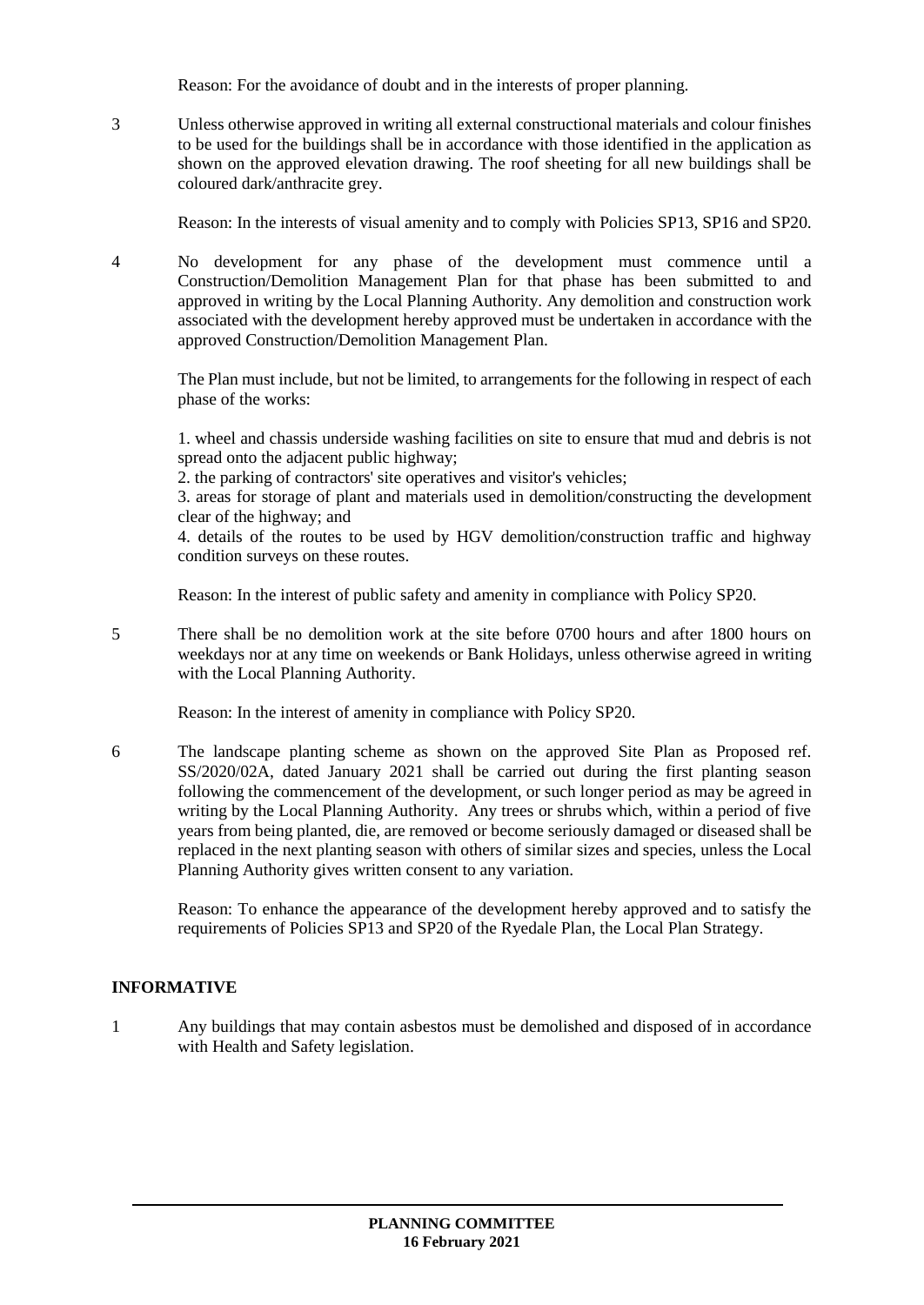Reason: For the avoidance of doubt and in the interests of proper planning.

3 Unless otherwise approved in writing all external constructional materials and colour finishes to be used for the buildings shall be in accordance with those identified in the application as shown on the approved elevation drawing. The roof sheeting for all new buildings shall be coloured dark/anthracite grey.

Reason: In the interests of visual amenity and to comply with Policies SP13, SP16 and SP20.

4 No development for any phase of the development must commence until a Construction/Demolition Management Plan for that phase has been submitted to and approved in writing by the Local Planning Authority. Any demolition and construction work associated with the development hereby approved must be undertaken in accordance with the approved Construction/Demolition Management Plan.

The Plan must include, but not be limited, to arrangements for the following in respect of each phase of the works:

1. wheel and chassis underside washing facilities on site to ensure that mud and debris is not spread onto the adjacent public highway;
2. the parking of contractors' site operatives and visitor's vehicles;
3. areas for storage of plant and materials used in demolition/constructing the development clear of the highway; and
4. details of the routes to be used by HGV demolition/construction traffic and highway condition surveys on these routes.

Reason: In the interest of public safety and amenity in compliance with Policy SP20.

5 There shall be no demolition work at the site before 0700 hours and after 1800 hours on weekdays nor at any time on weekends or Bank Holidays, unless otherwise agreed in writing with the Local Planning Authority.

Reason: In the interest of amenity in compliance with Policy SP20.

6 The landscape planting scheme as shown on the approved Site Plan as Proposed ref. SS/2020/02A, dated January 2021 shall be carried out during the first planting season following the commencement of the development, or such longer period as may be agreed in writing by the Local Planning Authority. Any trees or shrubs which, within a period of five years from being planted, die, are removed or become seriously damaged or diseased shall be replaced in the next planting season with others of similar sizes and species, unless the Local Planning Authority gives written consent to any variation.

Reason: To enhance the appearance of the development hereby approved and to satisfy the requirements of Policies SP13 and SP20 of the Ryedale Plan, the Local Plan Strategy.

**INFORMATIVE**

1 Any buildings that may contain asbestos must be demolished and disposed of in accordance with Health and Safety legislation.